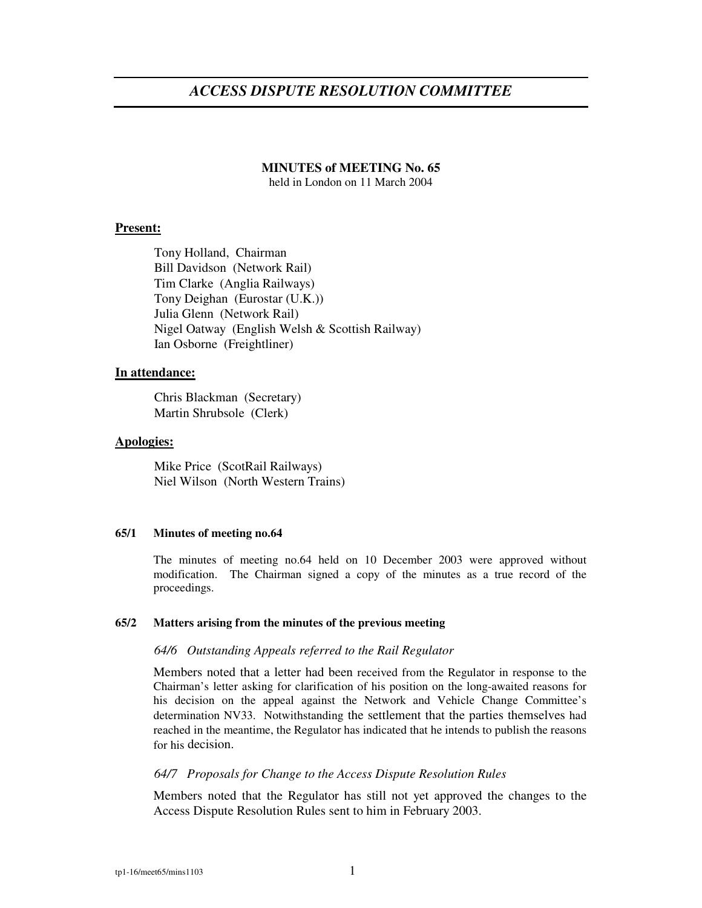# *ACCESS DISPUTE RESOLUTION COMMITTEE*

**MINUTES of MEETING No. 65**
held in London on 11 March 2004

**Present:**

Tony Holland, Chairman
Bill Davidson (Network Rail)
Tim Clarke (Anglia Railways)
Tony Deighan (Eurostar (U.K.))
Julia Glenn (Network Rail)
Nigel Oatway (English Welsh & Scottish Railway)
Ian Osborne (Freightliner)

**In attendance:**

Chris Blackman (Secretary)
Martin Shrubsole (Clerk)

**Apologies:**

Mike Price (ScotRail Railways)
Niel Wilson (North Western Trains)

#### 65/1 Minutes of meeting no.64

The minutes of meeting no.64 held on 10 December 2003 were approved without modification. The Chairman signed a copy of the minutes as a true record of the proceedings.

#### 65/2 Matters arising from the minutes of the previous meeting

*64/6 Outstanding Appeals referred to the Rail Regulator*

Members noted that a letter had been received from the Regulator in response to the Chairman's letter asking for clarification of his position on the long-awaited reasons for his decision on the appeal against the Network and Vehicle Change Committee's determination NV33. Notwithstanding the settlement that the parties themselves had reached in the meantime, the Regulator has indicated that he intends to publish the reasons for his decision.

*64/7 Proposals for Change to the Access Dispute Resolution Rules*

Members noted that the Regulator has still not yet approved the changes to the Access Dispute Resolution Rules sent to him in February 2003.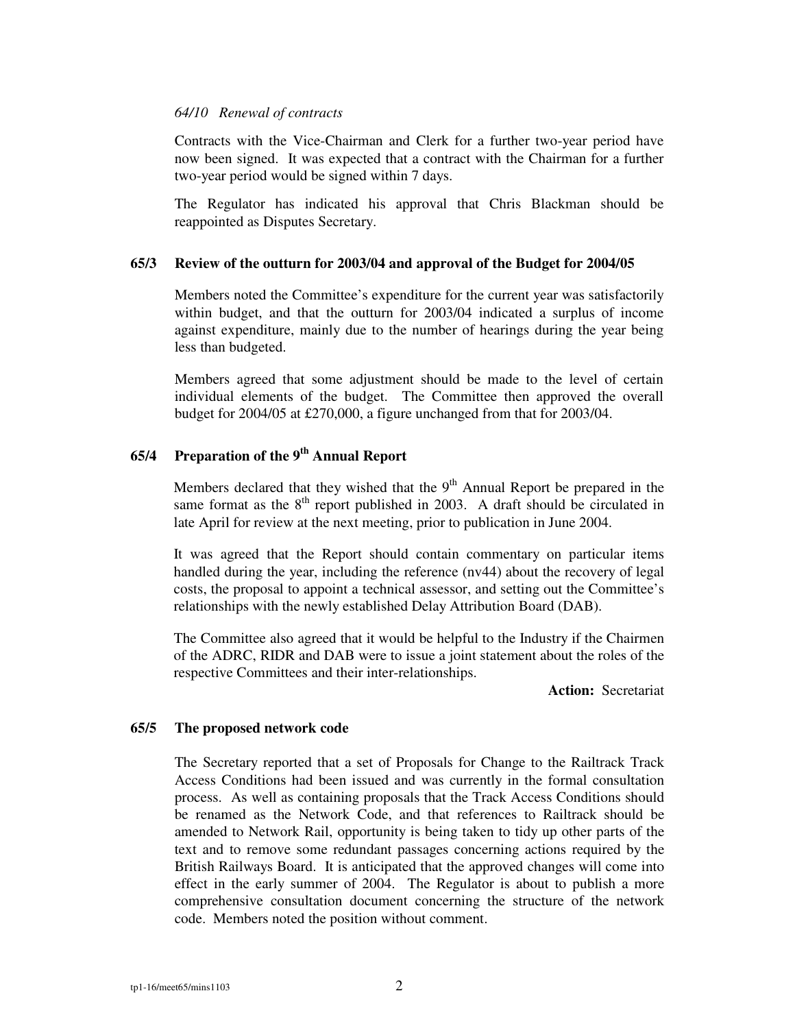*64/10 Renewal of contracts*

Contracts with the Vice-Chairman and Clerk for a further two-year period have now been signed. It was expected that a contract with the Chairman for a further two-year period would be signed within 7 days.

The Regulator has indicated his approval that Chris Blackman should be reappointed as Disputes Secretary.

**65/3 Review of the outturn for 2003/04 and approval of the Budget for 2004/05**

Members noted the Committee's expenditure for the current year was satisfactorily within budget, and that the outturn for 2003/04 indicated a surplus of income against expenditure, mainly due to the number of hearings during the year being less than budgeted.

Members agreed that some adjustment should be made to the level of certain individual elements of the budget. The Committee then approved the overall budget for 2004/05 at £270,000, a figure unchanged from that for 2003/04.

**65/4 Preparation of the 9th Annual Report**

Members declared that they wished that the 9th Annual Report be prepared in the same format as the 8th report published in 2003. A draft should be circulated in late April for review at the next meeting, prior to publication in June 2004.

It was agreed that the Report should contain commentary on particular items handled during the year, including the reference (nv44) about the recovery of legal costs, the proposal to appoint a technical assessor, and setting out the Committee's relationships with the newly established Delay Attribution Board (DAB).

The Committee also agreed that it would be helpful to the Industry if the Chairmen of the ADRC, RIDR and DAB were to issue a joint statement about the roles of the respective Committees and their inter-relationships.

**Action:** Secretariat

**65/5 The proposed network code**

The Secretary reported that a set of Proposals for Change to the Railtrack Track Access Conditions had been issued and was currently in the formal consultation process. As well as containing proposals that the Track Access Conditions should be renamed as the Network Code, and that references to Railtrack should be amended to Network Rail, opportunity is being taken to tidy up other parts of the text and to remove some redundant passages concerning actions required by the British Railways Board. It is anticipated that the approved changes will come into effect in the early summer of 2004. The Regulator is about to publish a more comprehensive consultation document concerning the structure of the network code. Members noted the position without comment.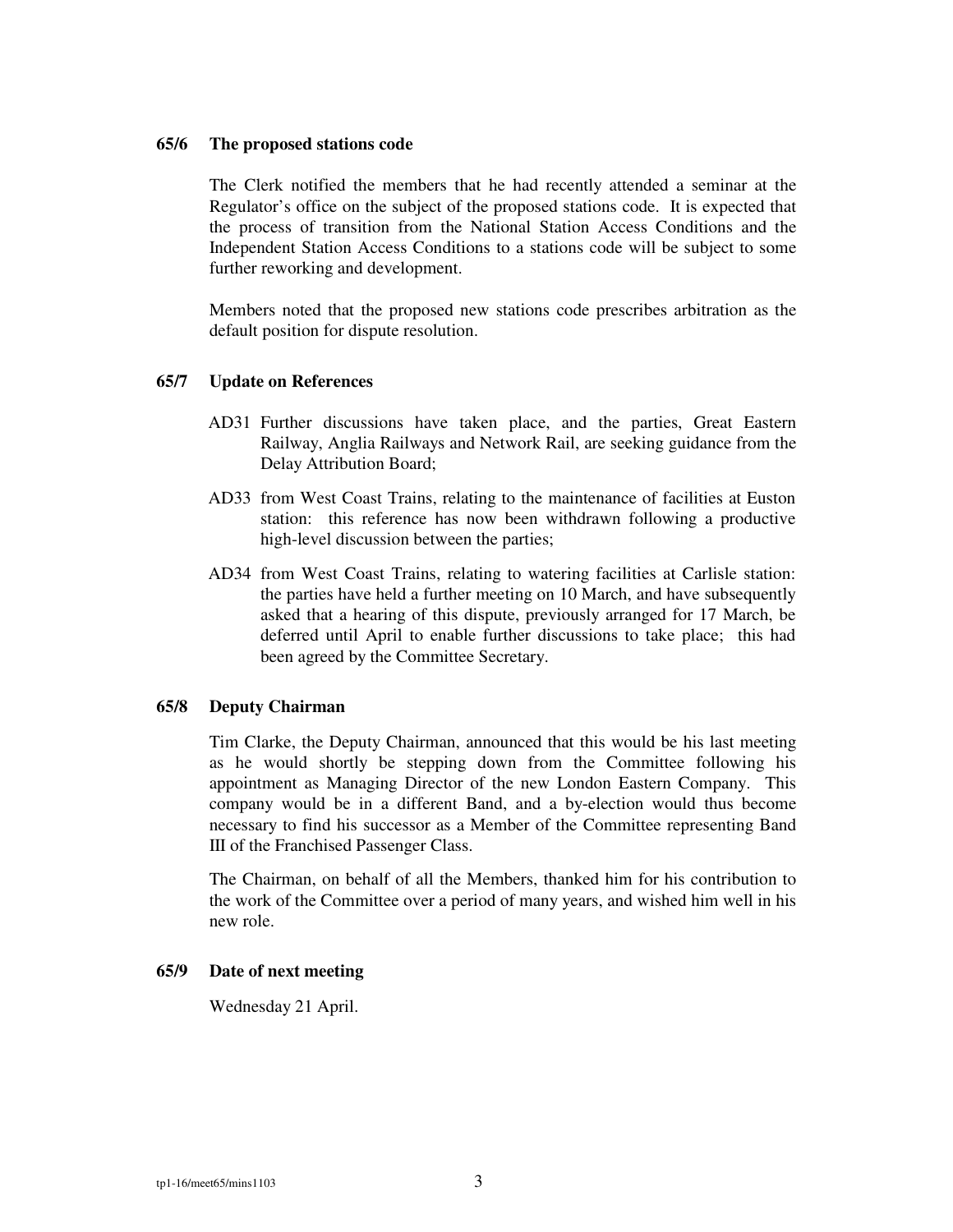### 65/6 The proposed stations code

The Clerk notified the members that he had recently attended a seminar at the Regulator's office on the subject of the proposed stations code. It is expected that the process of transition from the National Station Access Conditions and the Independent Station Access Conditions to a stations code will be subject to some further reworking and development.

Members noted that the proposed new stations code prescribes arbitration as the default position for dispute resolution.

### 65/7 Update on References

AD31 Further discussions have taken place, and the parties, Great Eastern Railway, Anglia Railways and Network Rail, are seeking guidance from the Delay Attribution Board;

AD33 from West Coast Trains, relating to the maintenance of facilities at Euston station: this reference has now been withdrawn following a productive high-level discussion between the parties;

AD34 from West Coast Trains, relating to watering facilities at Carlisle station: the parties have held a further meeting on 10 March, and have subsequently asked that a hearing of this dispute, previously arranged for 17 March, be deferred until April to enable further discussions to take place; this had been agreed by the Committee Secretary.

### 65/8 Deputy Chairman

Tim Clarke, the Deputy Chairman, announced that this would be his last meeting as he would shortly be stepping down from the Committee following his appointment as Managing Director of the new London Eastern Company. This company would be in a different Band, and a by-election would thus become necessary to find his successor as a Member of the Committee representing Band III of the Franchised Passenger Class.

The Chairman, on behalf of all the Members, thanked him for his contribution to the work of the Committee over a period of many years, and wished him well in his new role.

### 65/9 Date of next meeting

Wednesday 21 April.

tp1-16/meet65/mins1103